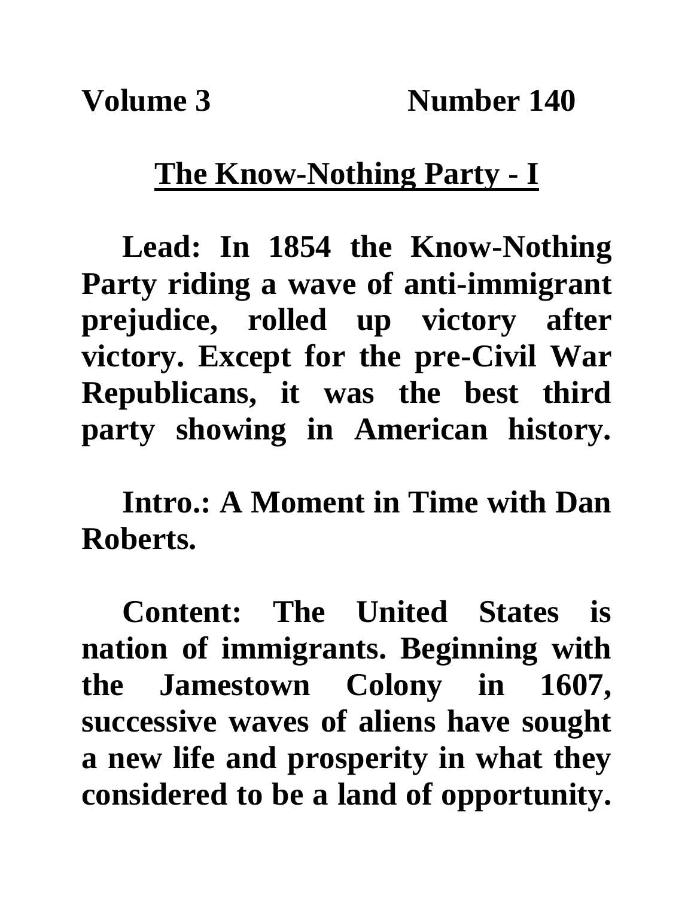**Volume 3 Number 140**

## The Know-Nothing Party - I

**Lead: In 1854 the Know-Nothing Party riding a wave of anti-immigrant prejudice, rolled up victory after victory. Except for the pre-Civil War Republicans, it was the best third party showing in American history.**

**Intro.: A Moment in Time with Dan Roberts.**

**Content: The United States is nation of immigrants. Beginning with the Jamestown Colony in 1607, successive waves of aliens have sought a new life and prosperity in what they considered to be a land of opportunity.**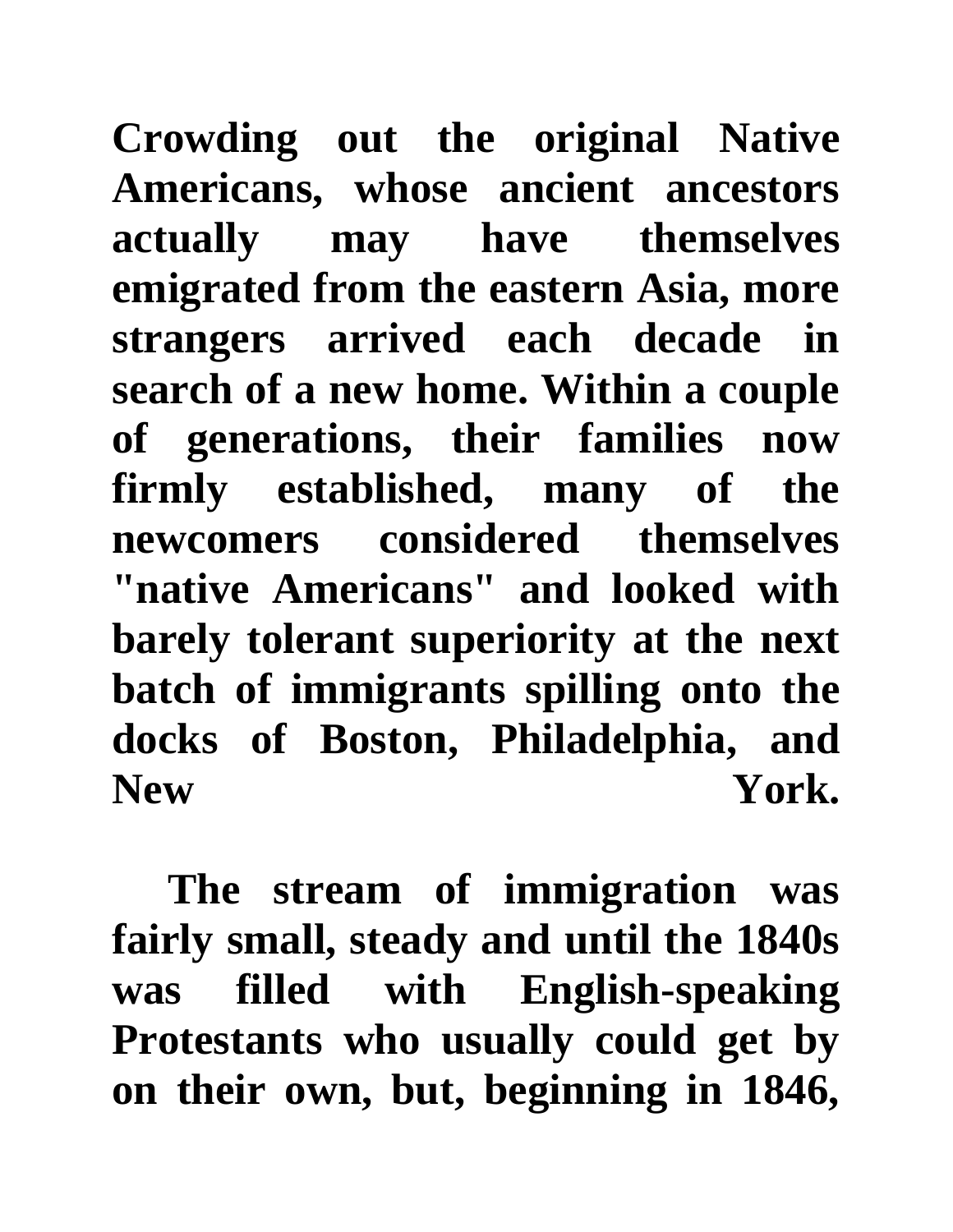**Crowding out the original Native Americans, whose ancient ancestors actually may have themselves emigrated from the eastern Asia, more strangers arrived each decade in search of a new home. Within a couple of generations, their families now firmly established, many of the newcomers considered themselves "native Americans" and looked with barely tolerant superiority at the next batch of immigrants spilling onto the docks of Boston, Philadelphia, and New York.**

**The stream of immigration was fairly small, steady and until the 1840s was filled with English-speaking Protestants who usually could get by on their own, but, beginning in 1846,**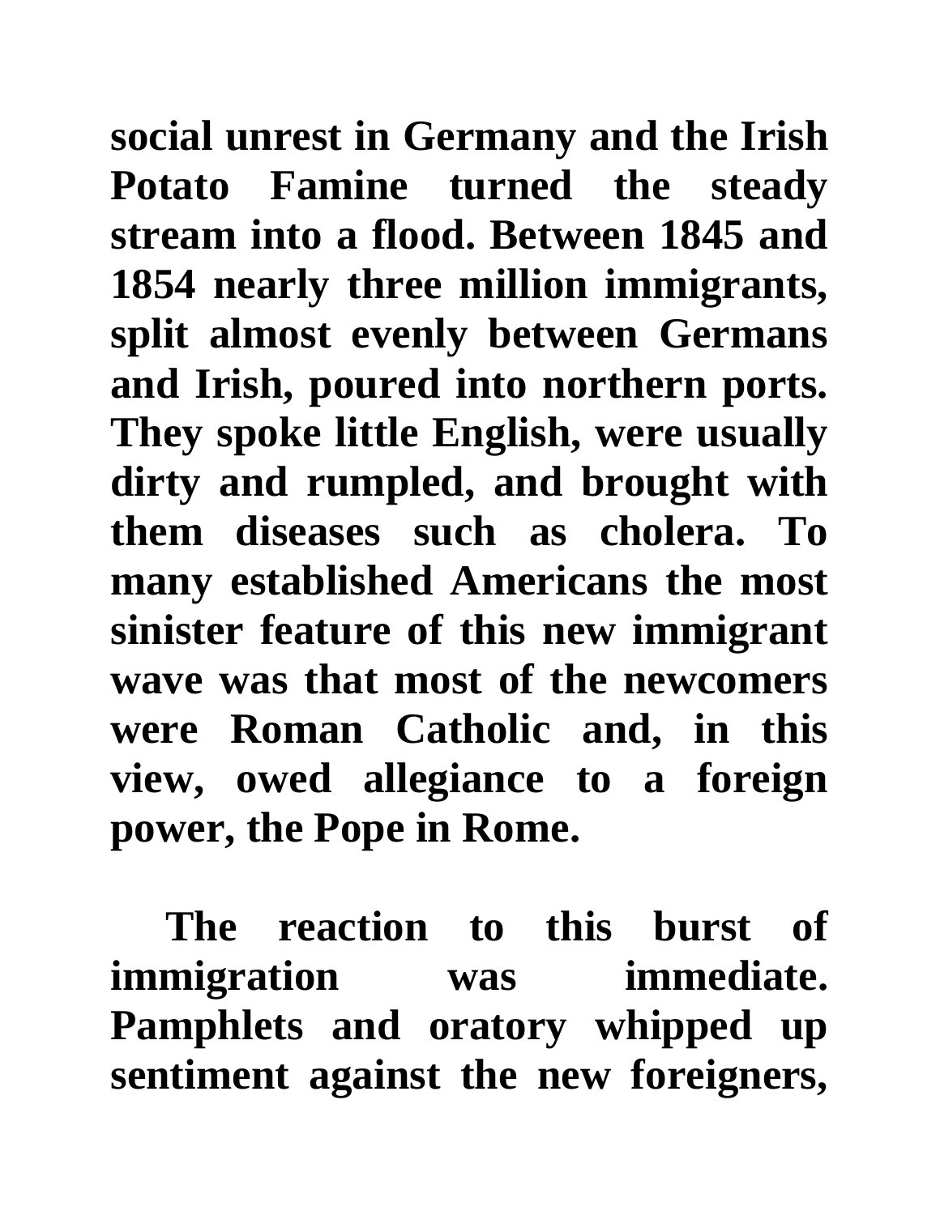**social unrest in Germany and the Irish Potato Famine turned the steady stream into a flood. Between 1845 and 1854 nearly three million immigrants, split almost evenly between Germans and Irish, poured into northern ports. They spoke little English, were usually dirty and rumpled, and brought with them diseases such as cholera. To many established Americans the most sinister feature of this new immigrant wave was that most of the newcomers were Roman Catholic and, in this view, owed allegiance to a foreign power, the Pope in Rome.**

**The reaction to this burst of immigration was immediate. Pamphlets and oratory whipped up sentiment against the new foreigners,**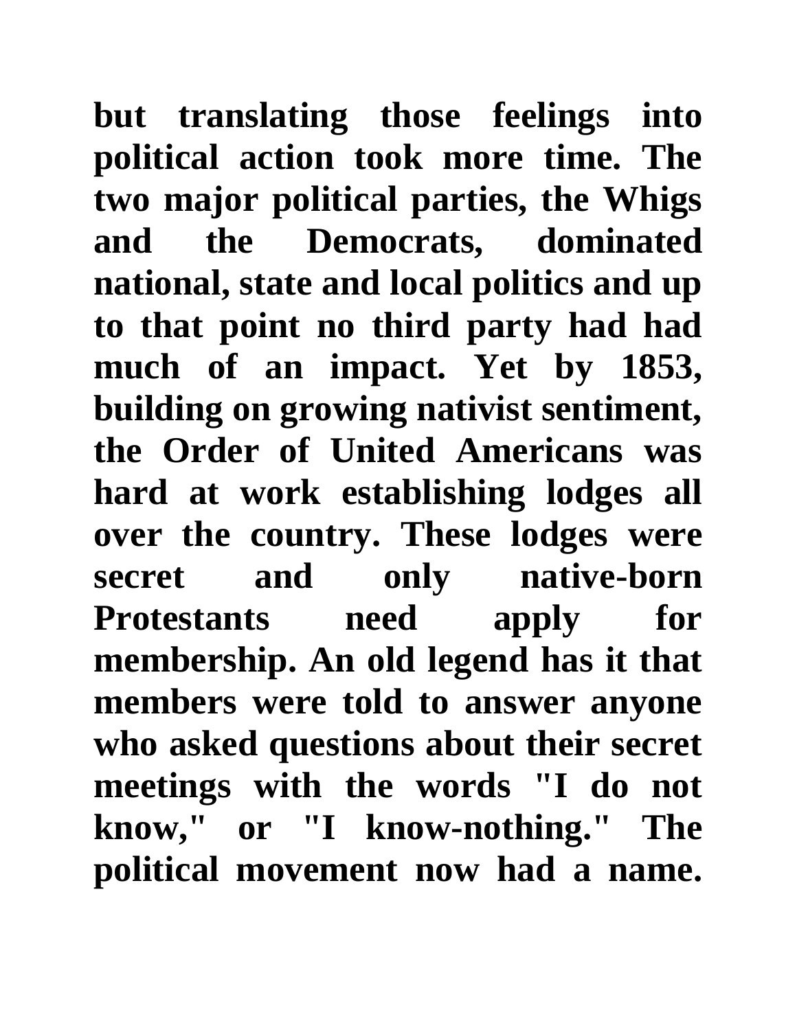**but translating those feelings into political action took more time. The two major political parties, the Whigs and the Democrats, dominated national, state and local politics and up to that point no third party had had much of an impact. Yet by 1853, building on growing nativist sentiment, the Order of United Americans was hard at work establishing lodges all over the country. These lodges were secret and only native-born Protestants need apply for membership. An old legend has it that members were told to answer anyone who asked questions about their secret meetings with the words "I do not know," or "I know-nothing." The political movement now had a name.**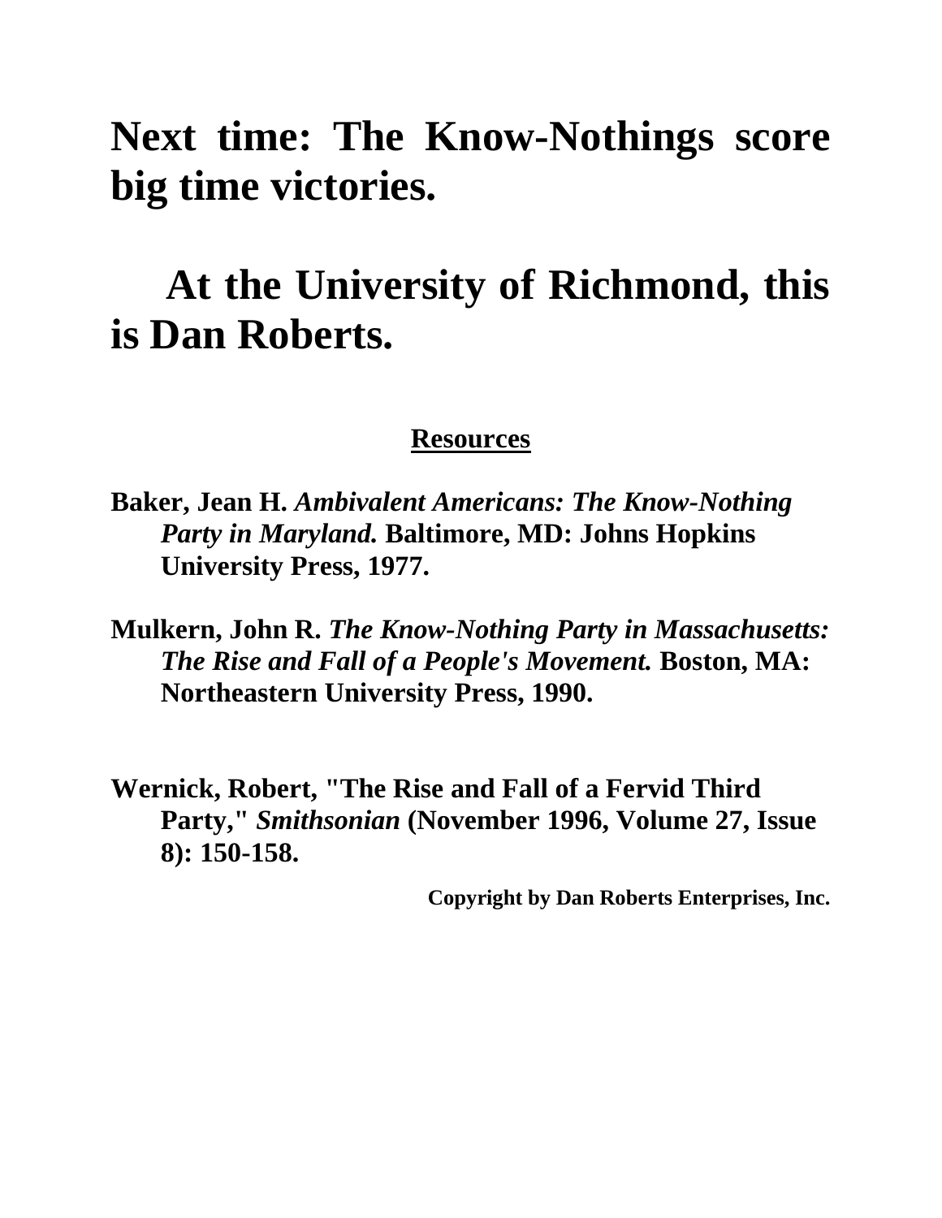**Next time: The Know-Nothings score big time victories.**

**At the University of Richmond, this is Dan Roberts.**

**Resources**

**Baker, Jean H.** ***Ambivalent Americans: The Know-Nothing Party in Maryland.*** **Baltimore, MD: Johns Hopkins University Press, 1977.**

**Mulkern, John R.** ***The Know-Nothing Party in Massachusetts: The Rise and Fall of a People's Movement.*** **Boston, MA: Northeastern University Press, 1990.**

**Wernick, Robert, "The Rise and Fall of a Fervid Third Party,"** ***Smithsonian*** **(November 1996, Volume 27, Issue 8): 150-158.**

**Copyright by Dan Roberts Enterprises, Inc.**